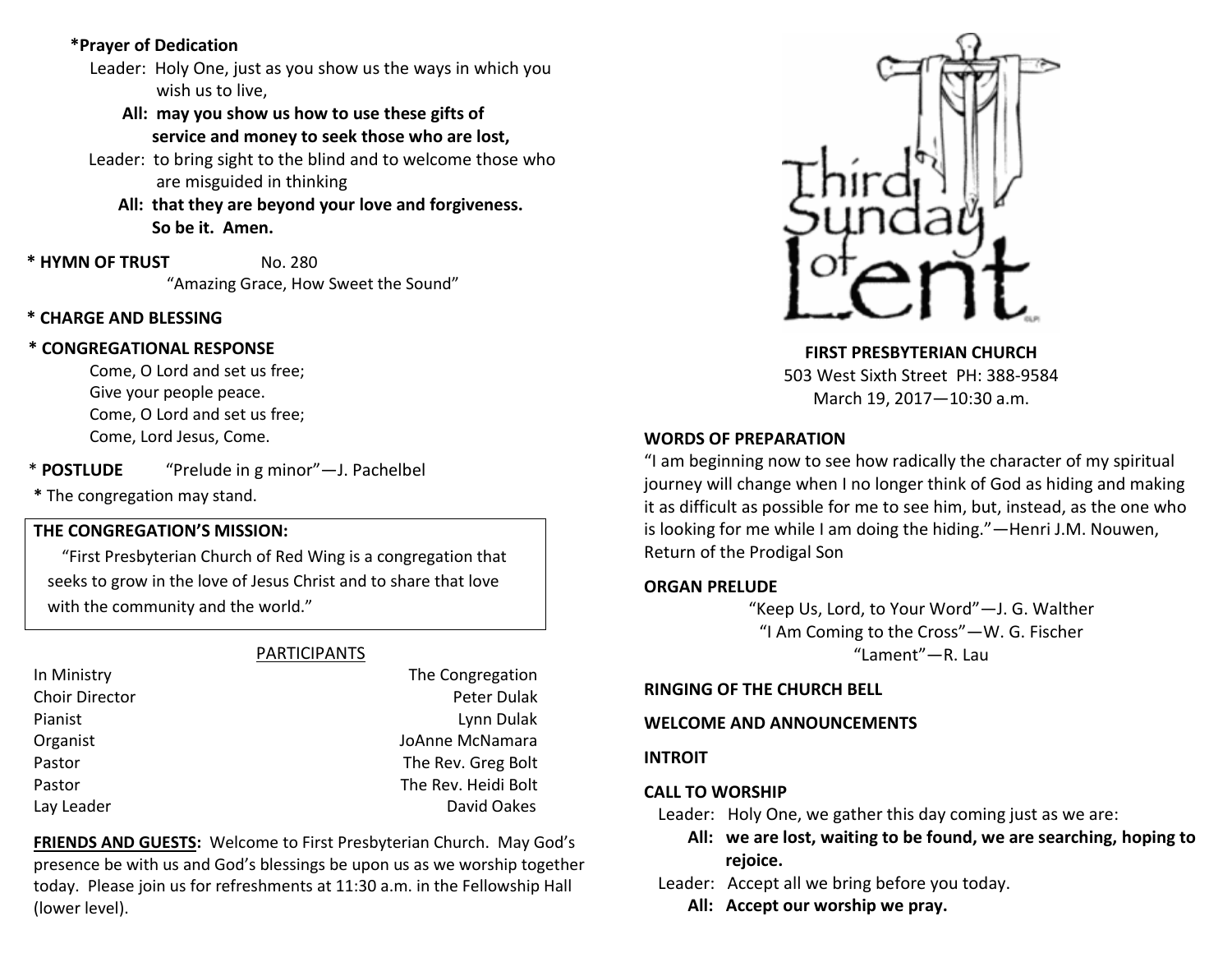**\*Prayer of Dedication**

Leader: Holy One, just as you show us the ways in which you wish us to live,

**All: may you show us how to use these gifts of service and money to seek those who are lost,**

Leader: to bring sight to the blind and to welcome those who are misguided in thinking

**All: that they are beyond your love and forgiveness. So be it. Amen.**

**\* HYMN OF TRUST** No. 280
"Amazing Grace, How Sweet the Sound"

**\* CHARGE AND BLESSING**

**\* CONGREGATIONAL RESPONSE**

Come, O Lord and set us free;
Give your people peace.
Come, O Lord and set us free;
Come, Lord Jesus, Come.

\* **POSTLUDE** "Prelude in g minor"—J. Pachelbel

**\*** The congregation may stand.

**THE CONGREGATION'S MISSION:**

"First Presbyterian Church of Red Wing is a congregation that seeks to grow in the love of Jesus Christ and to share that love with the community and the world."

PARTICIPANTS

| | |
|---|---|
| In Ministry | The Congregation |
| Choir Director | Peter Dulak |
| Pianist | Lynn Dulak |
| Organist | JoAnne McNamara |
| Pastor | The Rev. Greg Bolt |
| Pastor | The Rev. Heidi Bolt |
| Lay Leader | David Oakes |

**FRIENDS AND GUESTS:** Welcome to First Presbyterian Church. May God's presence be with us and God's blessings be upon us as we worship together today. Please join us for refreshments at 11:30 a.m. in the Fellowship Hall (lower level).

# Third Sunday of Lent

**FIRST PRESBYTERIAN CHURCH**
503 West Sixth Street PH: 388-9584
March 19, 2017—10:30 a.m.

**WORDS OF PREPARATION**

"I am beginning now to see how radically the character of my spiritual journey will change when I no longer think of God as hiding and making it as difficult as possible for me to see him, but, instead, as the one who is looking for me while I am doing the hiding."—Henri J.M. Nouwen, Return of the Prodigal Son

**ORGAN PRELUDE**

"Keep Us, Lord, to Your Word"—J. G. Walther
"I Am Coming to the Cross"—W. G. Fischer
"Lament"—R. Lau

**RINGING OF THE CHURCH BELL**

**WELCOME AND ANNOUNCEMENTS**

**INTROIT**

**CALL TO WORSHIP**

Leader: Holy One, we gather this day coming just as we are:

**All: we are lost, waiting to be found, we are searching, hoping to rejoice.**

Leader: Accept all we bring before you today.

**All: Accept our worship we pray.**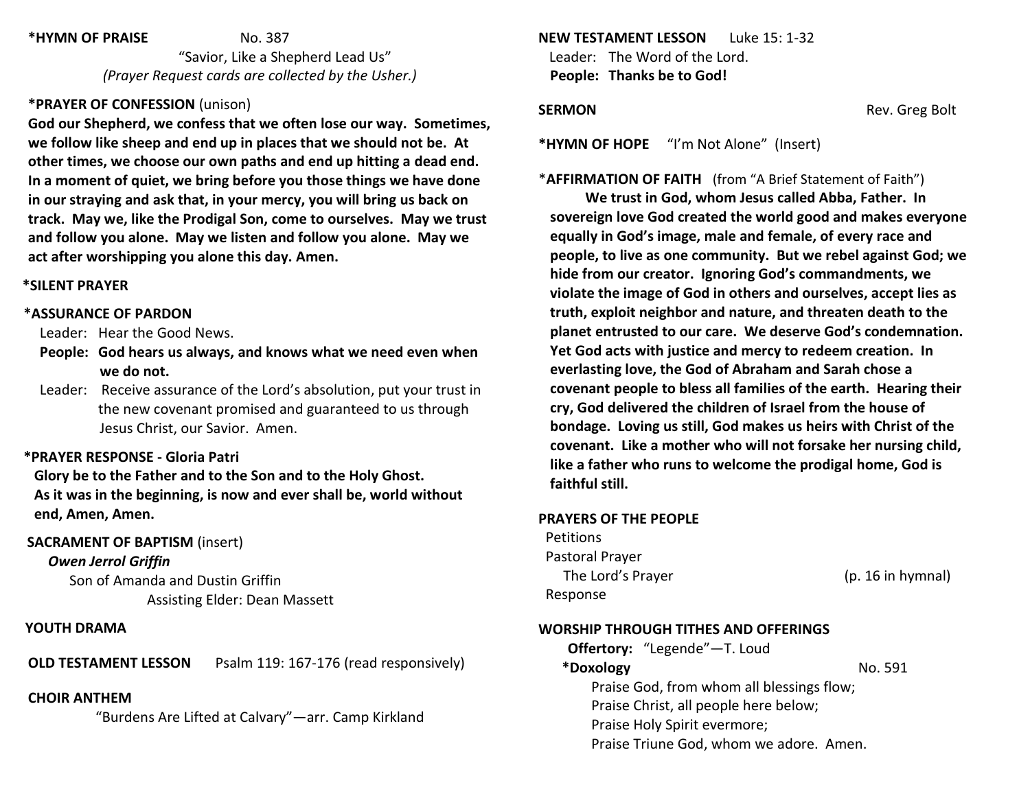**\*HYMN OF PRAISE** No. 387

"Savior, Like a Shepherd Lead Us"

*(Prayer Request cards are collected by the Usher.)*

**\*PRAYER OF CONFESSION** (unison)

**God our Shepherd, we confess that we often lose our way. Sometimes, we follow like sheep and end up in places that we should not be. At other times, we choose our own paths and end up hitting a dead end. In a moment of quiet, we bring before you those things we have done in our straying and ask that, in your mercy, you will bring us back on track. May we, like the Prodigal Son, come to ourselves. May we trust and follow you alone. May we listen and follow you alone. May we act after worshipping you alone this day. Amen.**

**\*SILENT PRAYER**

**\*ASSURANCE OF PARDON**

Leader: Hear the Good News.

**People: God hears us always, and knows what we need even when we do not.**

Leader: Receive assurance of the Lord's absolution, put your trust in the new covenant promised and guaranteed to us through Jesus Christ, our Savior. Amen.

**\*PRAYER RESPONSE - Gloria Patri**

**Glory be to the Father and to the Son and to the Holy Ghost.**
**As it was in the beginning, is now and ever shall be, world without end, Amen, Amen.**

**SACRAMENT OF BAPTISM** (insert)

***Owen Jerrol Griffin***

Son of Amanda and Dustin Griffin

Assisting Elder: Dean Massett

**YOUTH DRAMA**

**OLD TESTAMENT LESSON** Psalm 119: 167-176 (read responsively)

**CHOIR ANTHEM**

"Burdens Are Lifted at Calvary"—arr. Camp Kirkland

**NEW TESTAMENT LESSON** Luke 15: 1-32

Leader: The Word of the Lord.

**People: Thanks be to God!**

**SERMON** Rev. Greg Bolt

**\*HYMN OF HOPE** "I'm Not Alone" (Insert)

\***AFFIRMATION OF FAITH** (from "A Brief Statement of Faith")

**We trust in God, whom Jesus called Abba, Father. In sovereign love God created the world good and makes everyone equally in God's image, male and female, of every race and people, to live as one community. But we rebel against God; we hide from our creator. Ignoring God's commandments, we violate the image of God in others and ourselves, accept lies as truth, exploit neighbor and nature, and threaten death to the planet entrusted to our care. We deserve God's condemnation. Yet God acts with justice and mercy to redeem creation. In everlasting love, the God of Abraham and Sarah chose a covenant people to bless all families of the earth. Hearing their cry, God delivered the children of Israel from the house of bondage. Loving us still, God makes us heirs with Christ of the covenant. Like a mother who will not forsake her nursing child, like a father who runs to welcome the prodigal home, God is faithful still.**

**PRAYERS OF THE PEOPLE**

Petitions

Pastoral Prayer

The Lord's Prayer (p. 16 in hymnal)

Response

**WORSHIP THROUGH TITHES AND OFFERINGS**

**Offertory:** "Legende"—T. Loud

**\*Doxology** No. 591

Praise God, from whom all blessings flow;
Praise Christ, all people here below;
Praise Holy Spirit evermore;
Praise Triune God, whom we adore. Amen.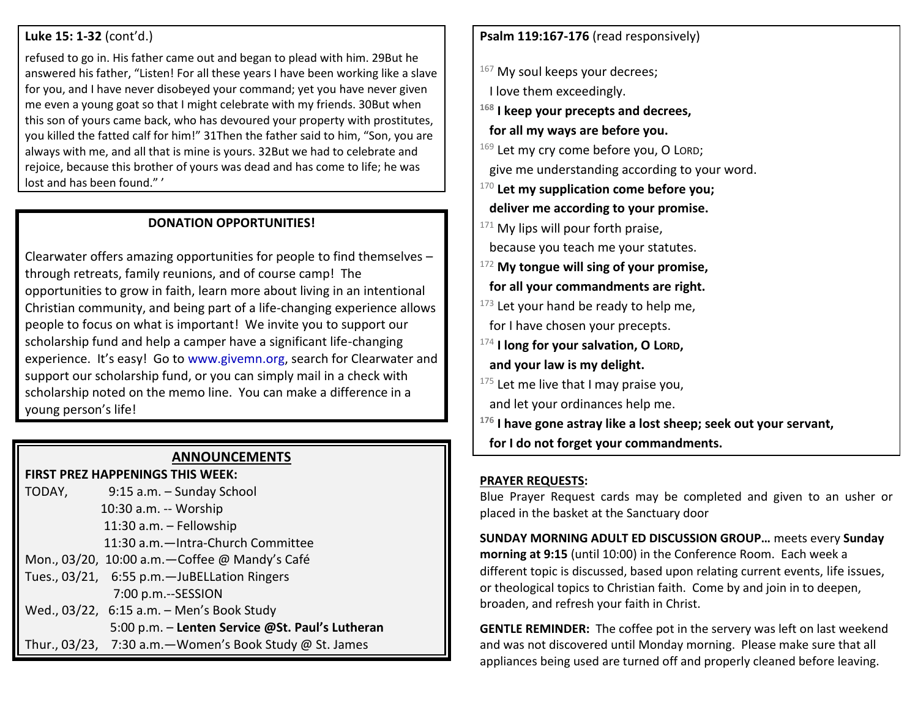**Luke 15: 1-32** (cont'd.)

refused to go in. His father came out and began to plead with him. 29But he answered his father, "Listen! For all these years I have been working like a slave for you, and I have never disobeyed your command; yet you have never given me even a young goat so that I might celebrate with my friends. 30But when this son of yours came back, who has devoured your property with prostitutes, you killed the fatted calf for him!" 31Then the father said to him, "Son, you are always with me, and all that is mine is yours. 32But we had to celebrate and rejoice, because this brother of yours was dead and has come to life; he was lost and has been found." '

**DONATION OPPORTUNITIES!**

Clearwater offers amazing opportunities for people to find themselves – through retreats, family reunions, and of course camp! The opportunities to grow in faith, learn more about living in an intentional Christian community, and being part of a life-changing experience allows people to focus on what is important! We invite you to support our scholarship fund and help a camper have a significant life-changing experience. It's easy! Go to www.givemn.org, search for Clearwater and support our scholarship fund, or you can simply mail in a check with scholarship noted on the memo line. You can make a difference in a young person's life!

## ANNOUNCEMENTS

**FIRST PREZ HAPPENINGS THIS WEEK:**

TODAY, 9:15 a.m. – Sunday School
10:30 a.m. -- Worship
11:30 a.m. – Fellowship
11:30 a.m.—Intra-Church Committee
Mon., 03/20, 10:00 a.m.—Coffee @ Mandy's Café
Tues., 03/21, 6:55 p.m.—JuBELLation Ringers
7:00 p.m.--SESSION
Wed., 03/22, 6:15 a.m. – Men's Book Study
5:00 p.m. – **Lenten Service @St. Paul's Lutheran**
Thur., 03/23, 7:30 a.m.—Women's Book Study @ St. James

**Psalm 119:167-176** (read responsively)

167 My soul keeps your decrees;
I love them exceedingly.
**168 I keep your precepts and decrees,**
**for all my ways are before you.**
169 Let my cry come before you, O LORD;
give me understanding according to your word.
**170 Let my supplication come before you;**
**deliver me according to your promise.**
171 My lips will pour forth praise,
because you teach me your statutes.
**172 My tongue will sing of your promise,**
**for all your commandments are right.**
173 Let your hand be ready to help me,
for I have chosen your precepts.
**174 I long for your salvation, O LORD,**
**and your law is my delight.**
175 Let me live that I may praise you,
and let your ordinances help me.
**176 I have gone astray like a lost sheep; seek out your servant,**
**for I do not forget your commandments.**

**PRAYER REQUESTS:**
Blue Prayer Request cards may be completed and given to an usher or placed in the basket at the Sanctuary door

**SUNDAY MORNING ADULT ED DISCUSSION GROUP…** meets every **Sunday morning at 9:15** (until 10:00) in the Conference Room. Each week a different topic is discussed, based upon relating current events, life issues, or theological topics to Christian faith. Come by and join in to deepen, broaden, and refresh your faith in Christ.

**GENTLE REMINDER:** The coffee pot in the servery was left on last weekend and was not discovered until Monday morning. Please make sure that all appliances being used are turned off and properly cleaned before leaving.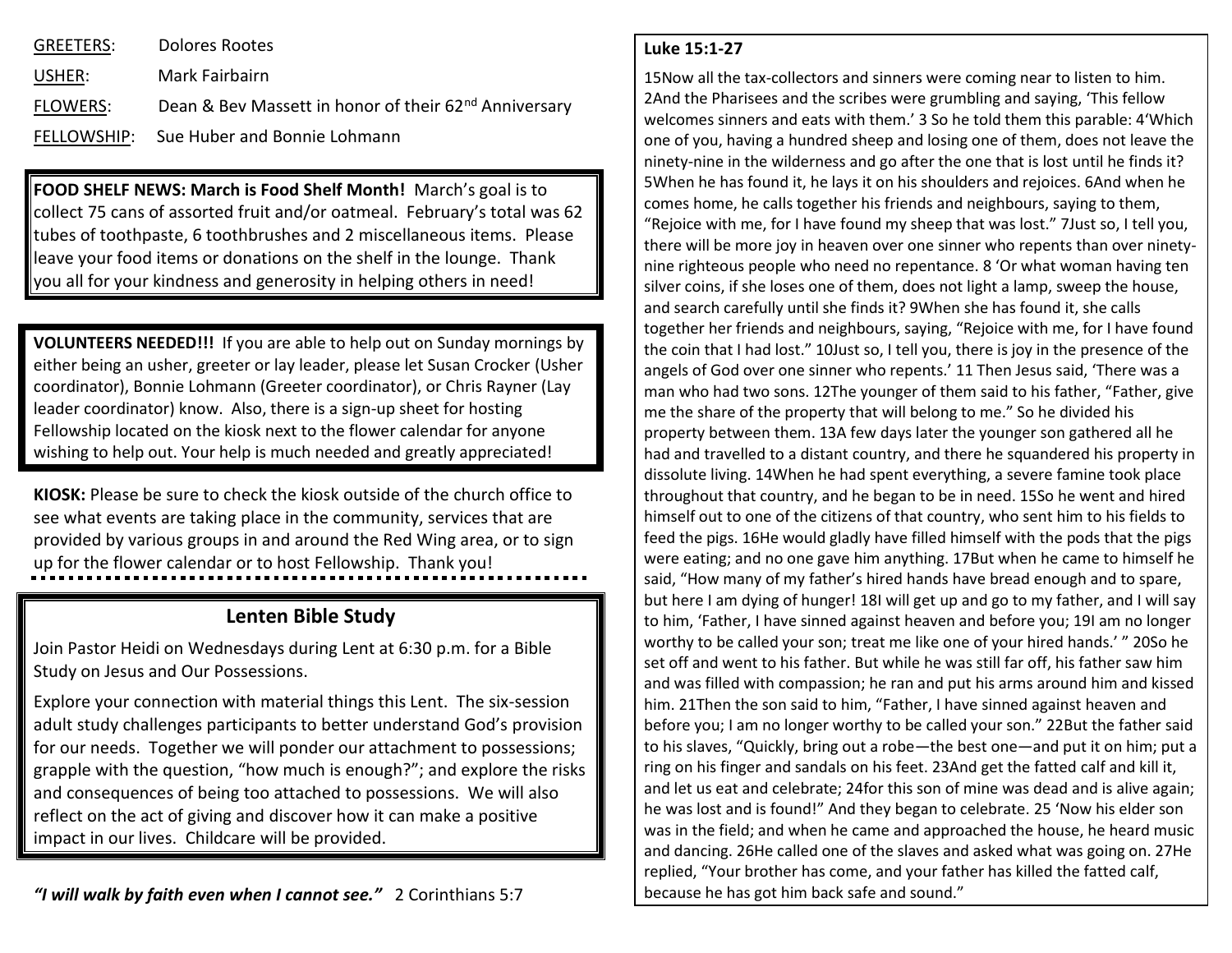GREETERS: Dolores Rootes

USHER: Mark Fairbairn

FLOWERS: Dean & Bev Massett in honor of their 62nd Anniversary

FELLOWSHIP: Sue Huber and Bonnie Lohmann

**FOOD SHELF NEWS: March is Food Shelf Month!** March's goal is to collect 75 cans of assorted fruit and/or oatmeal. February's total was 62 tubes of toothpaste, 6 toothbrushes and 2 miscellaneous items. Please leave your food items or donations on the shelf in the lounge. Thank you all for your kindness and generosity in helping others in need!

**VOLUNTEERS NEEDED!!!** If you are able to help out on Sunday mornings by either being an usher, greeter or lay leader, please let Susan Crocker (Usher coordinator), Bonnie Lohmann (Greeter coordinator), or Chris Rayner (Lay leader coordinator) know. Also, there is a sign-up sheet for hosting Fellowship located on the kiosk next to the flower calendar for anyone wishing to help out. Your help is much needed and greatly appreciated!

**KIOSK:** Please be sure to check the kiosk outside of the church office to see what events are taking place in the community, services that are provided by various groups in and around the Red Wing area, or to sign up for the flower calendar or to host Fellowship. Thank you!

## Lenten Bible Study

Join Pastor Heidi on Wednesdays during Lent at 6:30 p.m. for a Bible Study on Jesus and Our Possessions.

Explore your connection with material things this Lent. The six-session adult study challenges participants to better understand God's provision for our needs. Together we will ponder our attachment to possessions; grapple with the question, "how much is enough?"; and explore the risks and consequences of being too attached to possessions. We will also reflect on the act of giving and discover how it can make a positive impact in our lives. Childcare will be provided.

***"I will walk by faith even when I cannot see."*** 2 Corinthians 5:7

**Luke 15:1-27**

15Now all the tax-collectors and sinners were coming near to listen to him. 2And the Pharisees and the scribes were grumbling and saying, 'This fellow welcomes sinners and eats with them.' 3 So he told them this parable: 4'Which one of you, having a hundred sheep and losing one of them, does not leave the ninety-nine in the wilderness and go after the one that is lost until he finds it? 5When he has found it, he lays it on his shoulders and rejoices. 6And when he comes home, he calls together his friends and neighbours, saying to them, "Rejoice with me, for I have found my sheep that was lost." 7Just so, I tell you, there will be more joy in heaven over one sinner who repents than over ninety-nine righteous people who need no repentance. 8 'Or what woman having ten silver coins, if she loses one of them, does not light a lamp, sweep the house, and search carefully until she finds it? 9When she has found it, she calls together her friends and neighbours, saying, "Rejoice with me, for I have found the coin that I had lost." 10Just so, I tell you, there is joy in the presence of the angels of God over one sinner who repents.' 11 Then Jesus said, 'There was a man who had two sons. 12The younger of them said to his father, "Father, give me the share of the property that will belong to me." So he divided his property between them. 13A few days later the younger son gathered all he had and travelled to a distant country, and there he squandered his property in dissolute living. 14When he had spent everything, a severe famine took place throughout that country, and he began to be in need. 15So he went and hired himself out to one of the citizens of that country, who sent him to his fields to feed the pigs. 16He would gladly have filled himself with the pods that the pigs were eating; and no one gave him anything. 17But when he came to himself he said, "How many of my father's hired hands have bread enough and to spare, but here I am dying of hunger! 18I will get up and go to my father, and I will say to him, 'Father, I have sinned against heaven and before you; 19I am no longer worthy to be called your son; treat me like one of your hired hands.' " 20So he set off and went to his father. But while he was still far off, his father saw him and was filled with compassion; he ran and put his arms around him and kissed him. 21Then the son said to him, "Father, I have sinned against heaven and before you; I am no longer worthy to be called your son." 22But the father said to his slaves, "Quickly, bring out a robe—the best one—and put it on him; put a ring on his finger and sandals on his feet. 23And get the fatted calf and kill it, and let us eat and celebrate; 24for this son of mine was dead and is alive again; he was lost and is found!" And they began to celebrate. 25 'Now his elder son was in the field; and when he came and approached the house, he heard music and dancing. 26He called one of the slaves and asked what was going on. 27He replied, "Your brother has come, and your father has killed the fatted calf, because he has got him back safe and sound."